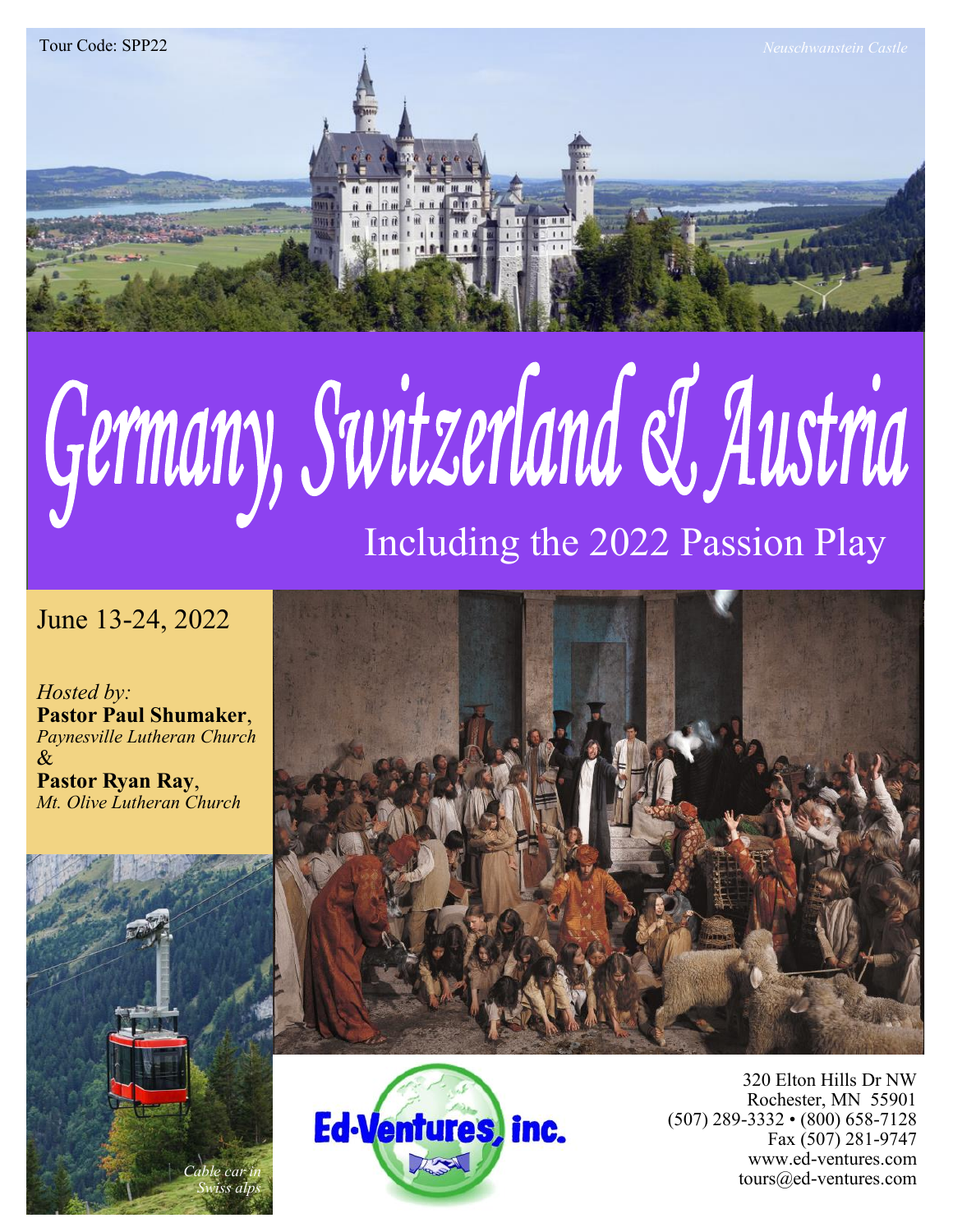Tour Code: SPP22

*Neuschwanstein Castle*

# Germany, Switzerland & Austria

## Including the 2022 Passion Play

June 13-24, 2022

*Hosted by:*
**Pastor Paul Shumaker**, *Paynesville Lutheran Church*
&
**Pastor Ryan Ray**, *Mt. Olive Lutheran Church*

*Cable car in Swiss alps*

Ed-Ventures, inc.

320 Elton Hills Dr NW
Rochester, MN 55901
(507) 289-3332 • (800) 658-7128
Fax (507) 281-9747
www.ed-ventures.com
tours@ed-ventures.com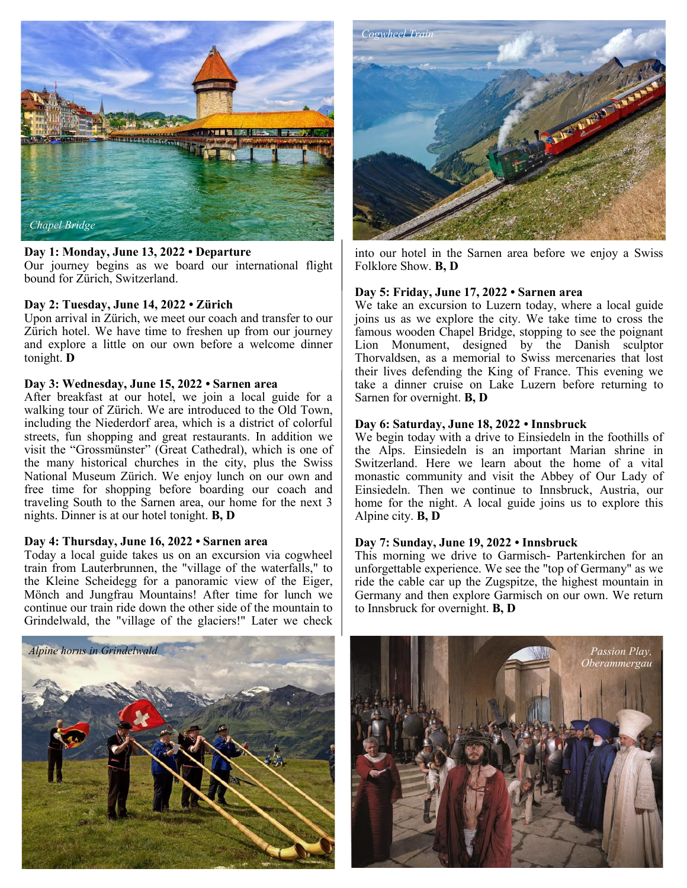Chapel Bridge

Cogwheel Train

**Day 1: Monday, June 13, 2022 • Departure**
Our journey begins as we board our international flight bound for Zürich, Switzerland.

**Day 2: Tuesday, June 14, 2022 • Zürich**
Upon arrival in Zürich, we meet our coach and transfer to our Zürich hotel. We have time to freshen up from our journey and explore a little on our own before a welcome dinner tonight. **D**

**Day 3: Wednesday, June 15, 2022 • Sarnen area**
After breakfast at our hotel, we join a local guide for a walking tour of Zürich. We are introduced to the Old Town, including the Niederdorf area, which is a district of colorful streets, fun shopping and great restaurants. In addition we visit the "Grossmünster" (Great Cathedral), which is one of the many historical churches in the city, plus the Swiss National Museum Zürich. We enjoy lunch on our own and free time for shopping before boarding our coach and traveling South to the Sarnen area, our home for the next 3 nights. Dinner is at our hotel tonight. **B, D**

**Day 4: Thursday, June 16, 2022 • Sarnen area**
Today a local guide takes us on an excursion via cogwheel train from Lauterbrunnen, the "village of the waterfalls," to the Kleine Scheidegg for a panoramic view of the Eiger, Mönch and Jungfrau Mountains! After time for lunch we continue our train ride down the other side of the mountain to Grindelwald, the "village of the glaciers!" Later we check into our hotel in the Sarnen area before we enjoy a Swiss Folklore Show. **B, D**

**Day 5: Friday, June 17, 2022 • Sarnen area**
We take an excursion to Luzern today, where a local guide joins us as we explore the city. We take time to cross the famous wooden Chapel Bridge, stopping to see the poignant Lion Monument, designed by the Danish sculptor Thorvaldsen, as a memorial to Swiss mercenaries that lost their lives defending the King of France. This evening we take a dinner cruise on Lake Luzern before returning to Sarnen for overnight. **B, D**

**Day 6: Saturday, June 18, 2022 • Innsbruck**
We begin today with a drive to Einsiedeln in the foothills of the Alps. Einsiedeln is an important Marian shrine in Switzerland. Here we learn about the home of a vital monastic community and visit the Abbey of Our Lady of Einsiedeln. Then we continue to Innsbruck, Austria, our home for the night. A local guide joins us to explore this Alpine city. **B, D**

**Day 7: Sunday, June 19, 2022 • Innsbruck**
This morning we drive to Garmisch- Partenkirchen for an unforgettable experience. We see the "top of Germany" as we ride the cable car up the Zugspitze, the highest mountain in Germany and then explore Garmisch on our own. We return to Innsbruck for overnight. **B, D**

Alpine horns in Grindelwald

Passion Play, Oberammergau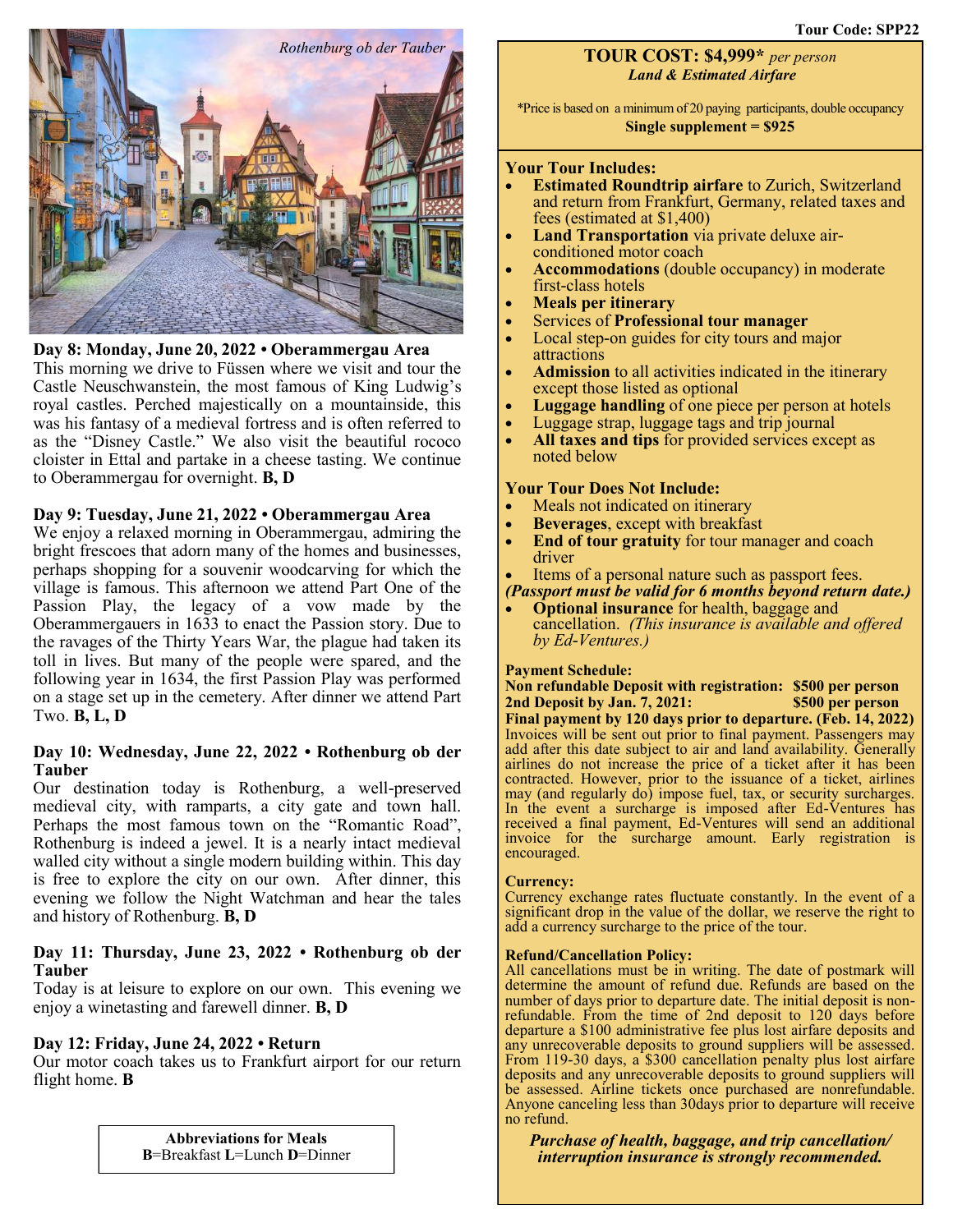Rothenburg ob der Tauber

**Day 8: Monday, June 20, 2022 • Oberammergau Area**
This morning we drive to Füssen where we visit and tour the Castle Neuschwanstein, the most famous of King Ludwig's royal castles. Perched majestically on a mountainside, this was his fantasy of a medieval fortress and is often referred to as the "Disney Castle." We also visit the beautiful rococo cloister in Ettal and partake in a cheese tasting. We continue to Oberammergau for overnight. **B, D**

**Day 9: Tuesday, June 21, 2022 • Oberammergau Area**
We enjoy a relaxed morning in Oberammergau, admiring the bright frescoes that adorn many of the homes and businesses, perhaps shopping for a souvenir woodcarving for which the village is famous. This afternoon we attend Part One of the Passion Play, the legacy of a vow made by the Oberammergauers in 1633 to enact the Passion story. Due to the ravages of the Thirty Years War, the plague had taken its toll in lives. But many of the people were spared, and the following year in 1634, the first Passion Play was performed on a stage set up in the cemetery. After dinner we attend Part Two. **B, L, D**

**Day 10: Wednesday, June 22, 2022 • Rothenburg ob der Tauber**
Our destination today is Rothenburg, a well-preserved medieval city, with ramparts, a city gate and town hall. Perhaps the most famous town on the "Romantic Road", Rothenburg is indeed a jewel. It is a nearly intact medieval walled city without a single modern building within. This day is free to explore the city on our own. After dinner, this evening we follow the Night Watchman and hear the tales and history of Rothenburg. **B, D**

**Day 11: Thursday, June 23, 2022 • Rothenburg ob der Tauber**
Today is at leisure to explore on our own. This evening we enjoy a winetasting and farewell dinner. **B, D**

**Day 12: Friday, June 24, 2022 • Return**
Our motor coach takes us to Frankfurt airport for our return flight home. **B**

**Abbreviations for Meals**
**B**=Breakfast **L**=Lunch **D**=Dinner

Tour Code: SPP22

## TOUR COST: $4,999* *per person*
***Land & Estimated Airfare***

*Price is based on a minimum of 20 paying participants, double occupancy
**Single supplement = $925**

**Your Tour Includes:**
- **Estimated Roundtrip airfare** to Zurich, Switzerland and return from Frankfurt, Germany, related taxes and fees (estimated at $1,400)
- **Land Transportation** via private deluxe air-conditioned motor coach
- **Accommodations** (double occupancy) in moderate first-class hotels
- **Meals per itinerary**
- Services of **Professional tour manager**
- Local step-on guides for city tours and major attractions
- **Admission** to all activities indicated in the itinerary except those listed as optional
- **Luggage handling** of one piece per person at hotels
- Luggage strap, luggage tags and trip journal
- **All taxes and tips** for provided services except as noted below

**Your Tour Does Not Include:**
- Meals not indicated on itinerary
- **Beverages**, except with breakfast
- **End of tour gratuity** for tour manager and coach driver
- Items of a personal nature such as passport fees.

***(Passport must be valid for 6 months beyond return date.)***
- **Optional insurance** for health, baggage and cancellation. *(This insurance is available and offered by Ed-Ventures.)*

**Payment Schedule:**
**Non refundable Deposit with registration: $500 per person**
**2nd Deposit by Jan. 7, 2021: $500 per person**
**Final payment by 120 days prior to departure. (Feb. 14, 2022)**
Invoices will be sent out prior to final payment. Passengers may add after this date subject to air and land availability. Generally airlines do not increase the price of a ticket after it has been contracted. However, prior to the issuance of a ticket, airlines may (and regularly do) impose fuel, tax, or security surcharges. In the event a surcharge is imposed after Ed-Ventures has received a final payment, Ed-Ventures will send an additional invoice for the surcharge amount. Early registration is encouraged.

**Currency:**
Currency exchange rates fluctuate constantly. In the event of a significant drop in the value of the dollar, we reserve the right to add a currency surcharge to the price of the tour.

**Refund/Cancellation Policy:**
All cancellations must be in writing. The date of postmark will determine the amount of refund due. Refunds are based on the number of days prior to departure date. The initial deposit is non-refundable. From the time of 2nd deposit to 120 days before departure a $100 administrative fee plus lost airfare deposits and any unrecoverable deposits to ground suppliers will be assessed. From 119-30 days, a $300 cancellation penalty plus lost airfare deposits and any unrecoverable deposits to ground suppliers will be assessed. Airline tickets once purchased are nonrefundable. Anyone canceling less than 30days prior to departure will receive no refund.

***Purchase of health, baggage, and trip cancellation/ interruption insurance is strongly recommended.***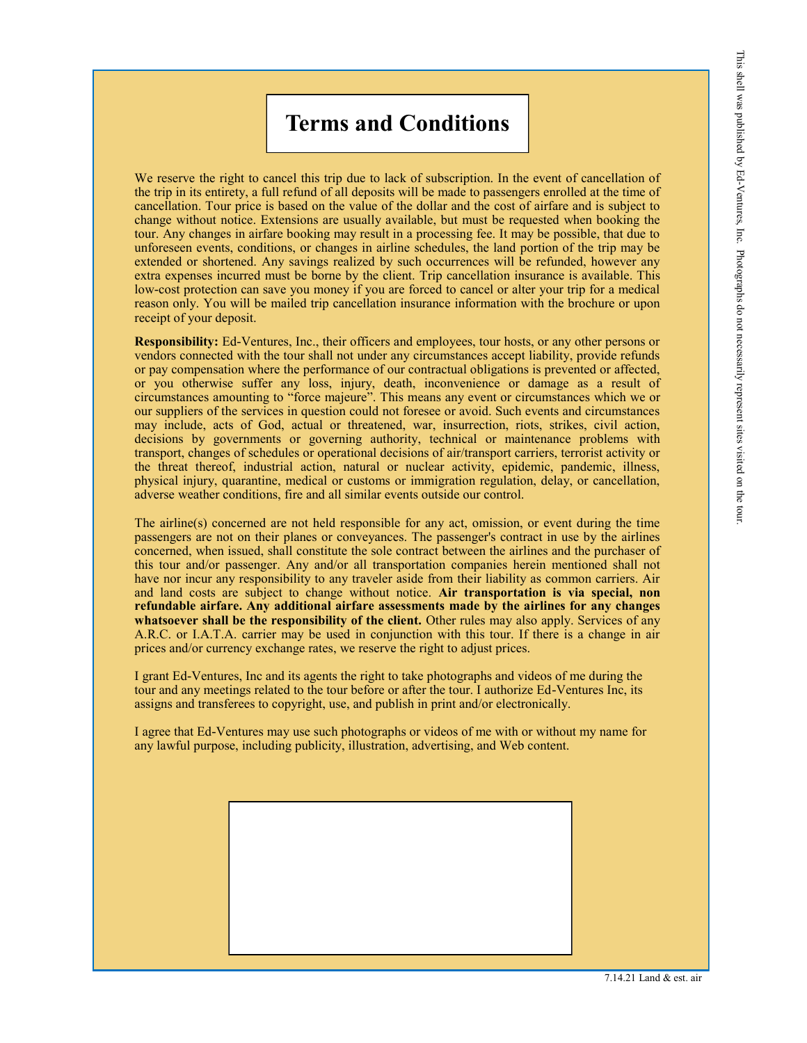# Terms and Conditions

We reserve the right to cancel this trip due to lack of subscription. In the event of cancellation of the trip in its entirety, a full refund of all deposits will be made to passengers enrolled at the time of cancellation. Tour price is based on the value of the dollar and the cost of airfare and is subject to change without notice. Extensions are usually available, but must be requested when booking the tour. Any changes in airfare booking may result in a processing fee. It may be possible, that due to unforeseen events, conditions, or changes in airline schedules, the land portion of the trip may be extended or shortened. Any savings realized by such occurrences will be refunded, however any extra expenses incurred must be borne by the client. Trip cancellation insurance is available. This low-cost protection can save you money if you are forced to cancel or alter your trip for a medical reason only. You will be mailed trip cancellation insurance information with the brochure or upon receipt of your deposit.

**Responsibility:** Ed-Ventures, Inc., their officers and employees, tour hosts, or any other persons or vendors connected with the tour shall not under any circumstances accept liability, provide refunds or pay compensation where the performance of our contractual obligations is prevented or affected, or you otherwise suffer any loss, injury, death, inconvenience or damage as a result of circumstances amounting to "force majeure". This means any event or circumstances which we or our suppliers of the services in question could not foresee or avoid. Such events and circumstances may include, acts of God, actual or threatened, war, insurrection, riots, strikes, civil action, decisions by governments or governing authority, technical or maintenance problems with transport, changes of schedules or operational decisions of air/transport carriers, terrorist activity or the threat thereof, industrial action, natural or nuclear activity, epidemic, pandemic, illness, physical injury, quarantine, medical or customs or immigration regulation, delay, or cancellation, adverse weather conditions, fire and all similar events outside our control.

The airline(s) concerned are not held responsible for any act, omission, or event during the time passengers are not on their planes or conveyances. The passenger's contract in use by the airlines concerned, when issued, shall constitute the sole contract between the airlines and the purchaser of this tour and/or passenger. Any and/or all transportation companies herein mentioned shall not have nor incur any responsibility to any traveler aside from their liability as common carriers. Air and land costs are subject to change without notice. **Air transportation is via special, non refundable airfare. Any additional airfare assessments made by the airlines for any changes whatsoever shall be the responsibility of the client.** Other rules may also apply. Services of any A.R.C. or I.A.T.A. carrier may be used in conjunction with this tour. If there is a change in air prices and/or currency exchange rates, we reserve the right to adjust prices.

I grant Ed-Ventures, Inc and its agents the right to take photographs and videos of me during the tour and any meetings related to the tour before or after the tour. I authorize Ed-Ventures Inc, its assigns and transferees to copyright, use, and publish in print and/or electronically.

I agree that Ed-Ventures may use such photographs or videos of me with or without my name for any lawful purpose, including publicity, illustration, advertising, and Web content.

This shell was published by Ed-Ventures, Inc. Photographs do not necessarily represent sites visited on the tour.

7.14.21 Land & est. air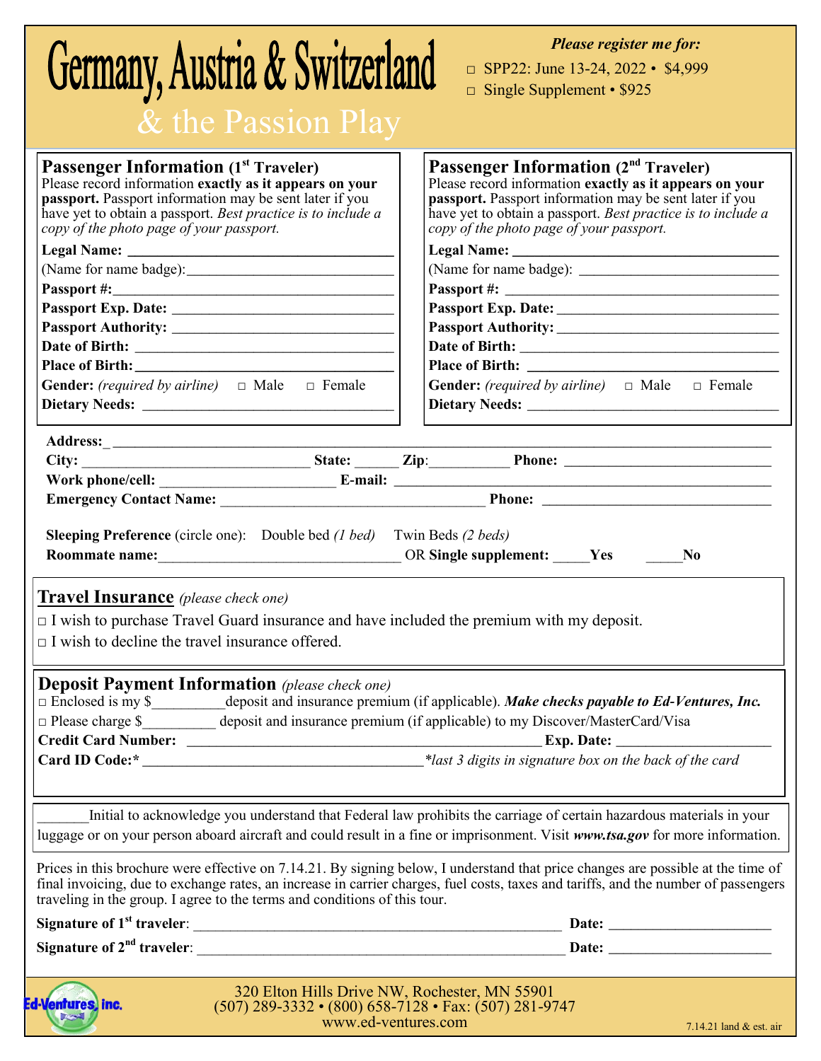# Germany, Austria & Switzerland

## & the Passion Play

***Please register me for:***

□ SPP22: June 13-24, 2022 • $4,999

□ Single Supplement • $925

### Passenger Information (1st Traveler)

Please record information **exactly as it appears on your passport.** Passport information may be sent later if you have yet to obtain a passport. *Best practice is to include a copy of the photo page of your passport.*

**Legal Name:** ___________________________________

(Name for name badge):___________________________

**Passport #:**_____________________________________

**Passport Exp. Date:** _____________________________

**Passport Authority:** _____________________________

**Date of Birth:** __________________________________

**Place of Birth:** _________________________________

**Gender:** *(required by airline)* □ Male □ Female

**Dietary Needs:** _________________________________

### Passenger Information (2nd Traveler)

Please record information **exactly as it appears on your passport.** Passport information may be sent later if you have yet to obtain a passport. *Best practice is to include a copy of the photo page of your passport.*

**Legal Name:** ___________________________________

(Name for name badge): __________________________

**Passport #:** ____________________________________

**Passport Exp. Date:** _____________________________

**Passport Authority:** _____________________________

**Date of Birth:** __________________________________

**Place of Birth:** _________________________________

**Gender:** *(required by airline)* □ Male □ Female

**Dietary Needs:** _________________________________

**Address:**_ ______________________________________________________________________________

**City:** ______________________________ **State:** ______ **Zip**:__________ **Phone:** ___________________________

**Work phone/cell:** _______________________ **E-mail:** __________________________________________________

**Emergency Contact Name:** ___________________________________ **Phone:** ______________________________

**Sleeping Preference** (circle one): Double bed *(1 bed)* Twin Beds *(2 beds)*

**Roommate name:**________________________________ OR **Single supplement:** _____**Yes** _____**No**

### Travel Insurance *(please check one)*

□ I wish to purchase Travel Guard insurance and have included the premium with my deposit.

□ I wish to decline the travel insurance offered.

### Deposit Payment Information *(please check one)*

□ Enclosed is my $_________deposit and insurance premium (if applicable). ***Make checks payable to Ed-Ventures, Inc.***

□ Please charge $_________ deposit and insurance premium (if applicable) to my Discover/MasterCard/Visa

**Credit Card Number:** _______________________________________________ **Exp. Date:** ____________________

**Card ID Code:*** _____________________________________*\*last 3 digits in signature box on the back of the card*

_______Initial to acknowledge you understand that Federal law prohibits the carriage of certain hazardous materials in your luggage or on your person aboard aircraft and could result in a fine or imprisonment. Visit ***www.tsa.gov*** for more information.

Prices in this brochure were effective on 7.14.21. By signing below, I understand that price changes are possible at the time of final invoicing, due to exchange rates, an increase in carrier charges, fuel costs, taxes and tariffs, and the number of passengers traveling in the group. I agree to the terms and conditions of this tour.

**Signature of 1st traveler**: _________________________________________________ **Date:** _____________________

**Signature of 2nd traveler**: _________________________________________________ **Date:** _____________________

Ed-Ventures, Inc.

320 Elton Hills Drive NW, Rochester, MN 55901
(507) 289-3332 • (800) 658-7128 • Fax: (507) 281-9747
www.ed-ventures.com

7.14.21 land & est. air